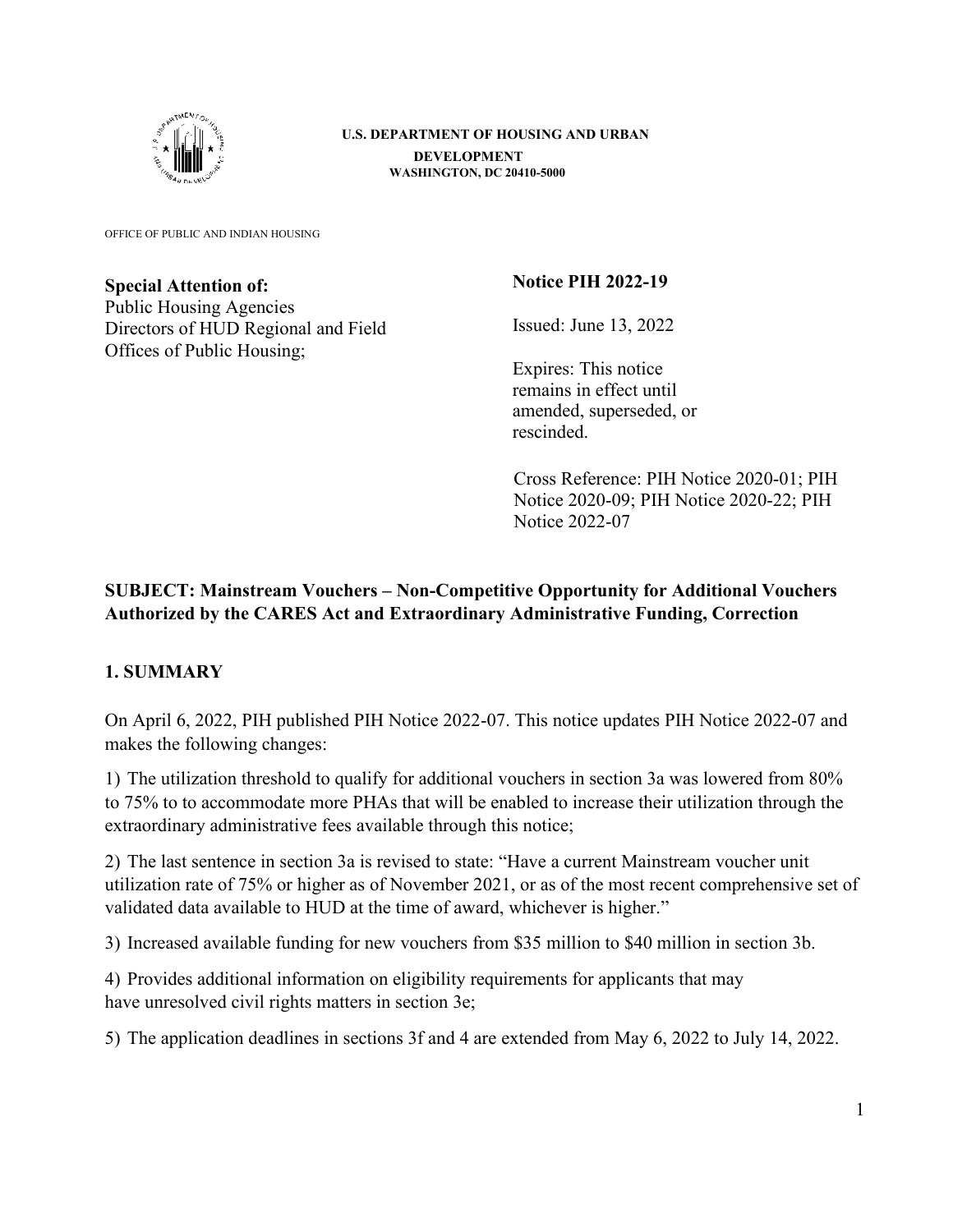U.S. DEPARTMENT OF HOUSING AND URBAN DEVELOPMENT
WASHINGTON, DC 20410-5000

OFFICE OF PUBLIC AND INDIAN HOUSING

**Special Attention of:**
Public Housing Agencies
Directors of HUD Regional and Field Offices of Public Housing;

**Notice PIH 2022-19**

Issued: June 13, 2022

Expires: This notice remains in effect until amended, superseded, or rescinded.

Cross Reference: PIH Notice 2020-01; PIH Notice 2020-09; PIH Notice 2020-22; PIH Notice 2022-07

**SUBJECT: Mainstream Vouchers – Non-Competitive Opportunity for Additional Vouchers Authorized by the CARES Act and Extraordinary Administrative Funding, Correction**

## 1. SUMMARY

On April 6, 2022, PIH published PIH Notice 2022-07. This notice updates PIH Notice 2022-07 and makes the following changes:

1) The utilization threshold to qualify for additional vouchers in section 3a was lowered from 80% to 75% to to accommodate more PHAs that will be enabled to increase their utilization through the extraordinary administrative fees available through this notice;

2) The last sentence in section 3a is revised to state: "Have a current Mainstream voucher unit utilization rate of 75% or higher as of November 2021, or as of the most recent comprehensive set of validated data available to HUD at the time of award, whichever is higher."

3) Increased available funding for new vouchers from $35 million to $40 million in section 3b.

4) Provides additional information on eligibility requirements for applicants that may have unresolved civil rights matters in section 3e;

5) The application deadlines in sections 3f and 4 are extended from May 6, 2022 to July 14, 2022.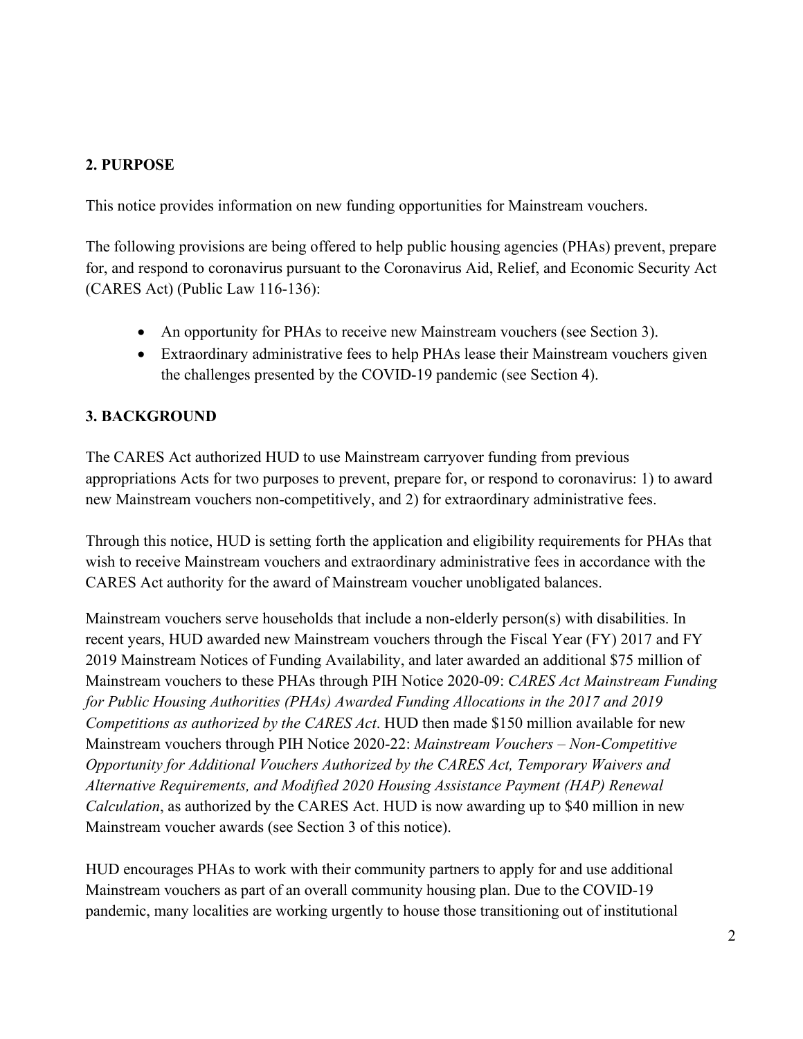## 2. PURPOSE

This notice provides information on new funding opportunities for Mainstream vouchers.

The following provisions are being offered to help public housing agencies (PHAs) prevent, prepare for, and respond to coronavirus pursuant to the Coronavirus Aid, Relief, and Economic Security Act (CARES Act) (Public Law 116-136):

- An opportunity for PHAs to receive new Mainstream vouchers (see Section 3).
- Extraordinary administrative fees to help PHAs lease their Mainstream vouchers given the challenges presented by the COVID-19 pandemic (see Section 4).

## 3. BACKGROUND

The CARES Act authorized HUD to use Mainstream carryover funding from previous appropriations Acts for two purposes to prevent, prepare for, or respond to coronavirus: 1) to award new Mainstream vouchers non-competitively, and 2) for extraordinary administrative fees.

Through this notice, HUD is setting forth the application and eligibility requirements for PHAs that wish to receive Mainstream vouchers and extraordinary administrative fees in accordance with the CARES Act authority for the award of Mainstream voucher unobligated balances.

Mainstream vouchers serve households that include a non-elderly person(s) with disabilities. In recent years, HUD awarded new Mainstream vouchers through the Fiscal Year (FY) 2017 and FY 2019 Mainstream Notices of Funding Availability, and later awarded an additional $75 million of Mainstream vouchers to these PHAs through PIH Notice 2020-09: *CARES Act Mainstream Funding for Public Housing Authorities (PHAs) Awarded Funding Allocations in the 2017 and 2019 Competitions as authorized by the CARES Act*. HUD then made $150 million available for new Mainstream vouchers through PIH Notice 2020-22: *Mainstream Vouchers – Non-Competitive Opportunity for Additional Vouchers Authorized by the CARES Act, Temporary Waivers and Alternative Requirements, and Modified 2020 Housing Assistance Payment (HAP) Renewal Calculation*, as authorized by the CARES Act. HUD is now awarding up to $40 million in new Mainstream voucher awards (see Section 3 of this notice).

HUD encourages PHAs to work with their community partners to apply for and use additional Mainstream vouchers as part of an overall community housing plan. Due to the COVID-19 pandemic, many localities are working urgently to house those transitioning out of institutional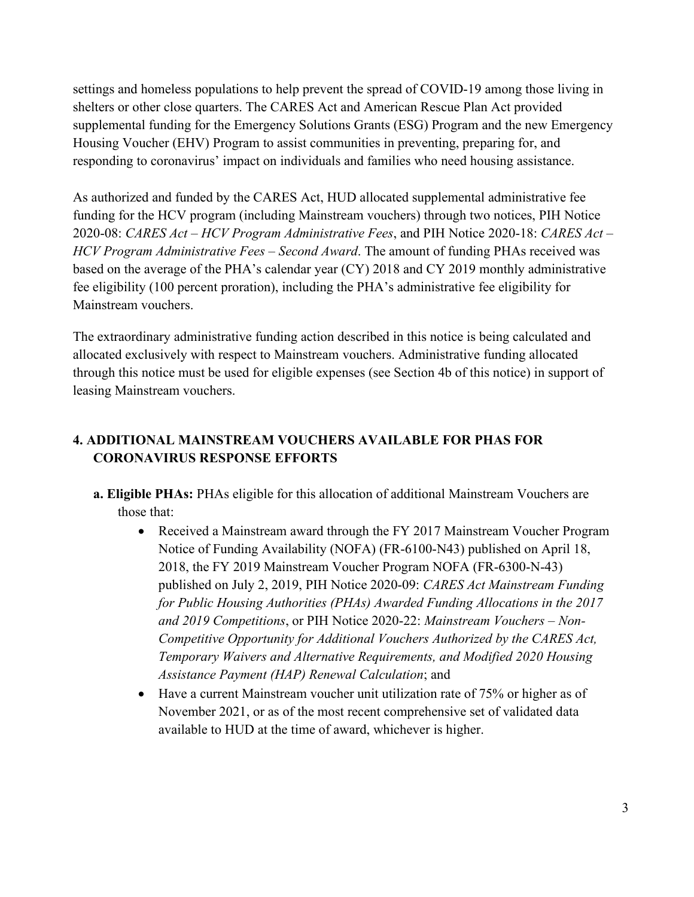settings and homeless populations to help prevent the spread of COVID-19 among those living in shelters or other close quarters. The CARES Act and American Rescue Plan Act provided supplemental funding for the Emergency Solutions Grants (ESG) Program and the new Emergency Housing Voucher (EHV) Program to assist communities in preventing, preparing for, and responding to coronavirus' impact on individuals and families who need housing assistance.

As authorized and funded by the CARES Act, HUD allocated supplemental administrative fee funding for the HCV program (including Mainstream vouchers) through two notices, PIH Notice 2020-08: *CARES Act – HCV Program Administrative Fees*, and PIH Notice 2020-18: *CARES Act – HCV Program Administrative Fees – Second Award*. The amount of funding PHAs received was based on the average of the PHA's calendar year (CY) 2018 and CY 2019 monthly administrative fee eligibility (100 percent proration), including the PHA's administrative fee eligibility for Mainstream vouchers.

The extraordinary administrative funding action described in this notice is being calculated and allocated exclusively with respect to Mainstream vouchers. Administrative funding allocated through this notice must be used for eligible expenses (see Section 4b of this notice) in support of leasing Mainstream vouchers.

## 4. ADDITIONAL MAINSTREAM VOUCHERS AVAILABLE FOR PHAS FOR CORONAVIRUS RESPONSE EFFORTS

**a. Eligible PHAs:** PHAs eligible for this allocation of additional Mainstream Vouchers are those that:

- Received a Mainstream award through the FY 2017 Mainstream Voucher Program Notice of Funding Availability (NOFA) (FR-6100-N43) published on April 18, 2018, the FY 2019 Mainstream Voucher Program NOFA (FR-6300-N-43) published on July 2, 2019, PIH Notice 2020-09: *CARES Act Mainstream Funding for Public Housing Authorities (PHAs) Awarded Funding Allocations in the 2017 and 2019 Competitions*, or PIH Notice 2020-22: *Mainstream Vouchers – Non-Competitive Opportunity for Additional Vouchers Authorized by the CARES Act, Temporary Waivers and Alternative Requirements, and Modified 2020 Housing Assistance Payment (HAP) Renewal Calculation*; and
- Have a current Mainstream voucher unit utilization rate of 75% or higher as of November 2021, or as of the most recent comprehensive set of validated data available to HUD at the time of award, whichever is higher.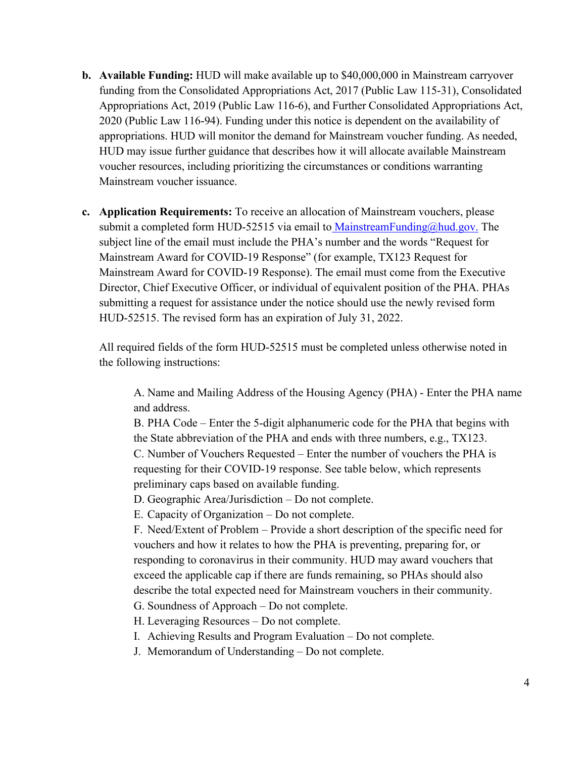**b. Available Funding:** HUD will make available up to $40,000,000 in Mainstream carryover funding from the Consolidated Appropriations Act, 2017 (Public Law 115-31), Consolidated Appropriations Act, 2019 (Public Law 116-6), and Further Consolidated Appropriations Act, 2020 (Public Law 116-94). Funding under this notice is dependent on the availability of appropriations. HUD will monitor the demand for Mainstream voucher funding. As needed, HUD may issue further guidance that describes how it will allocate available Mainstream voucher resources, including prioritizing the circumstances or conditions warranting Mainstream voucher issuance.

**c. Application Requirements:** To receive an allocation of Mainstream vouchers, please submit a completed form HUD-52515 via email to MainstreamFunding@hud.gov. The subject line of the email must include the PHA's number and the words "Request for Mainstream Award for COVID-19 Response" (for example, TX123 Request for Mainstream Award for COVID-19 Response). The email must come from the Executive Director, Chief Executive Officer, or individual of equivalent position of the PHA. PHAs submitting a request for assistance under the notice should use the newly revised form HUD-52515. The revised form has an expiration of July 31, 2022.

All required fields of the form HUD-52515 must be completed unless otherwise noted in the following instructions:

A. Name and Mailing Address of the Housing Agency (PHA) - Enter the PHA name and address.
B. PHA Code – Enter the 5-digit alphanumeric code for the PHA that begins with the State abbreviation of the PHA and ends with three numbers, e.g., TX123.
C. Number of Vouchers Requested – Enter the number of vouchers the PHA is requesting for their COVID-19 response. See table below, which represents preliminary caps based on available funding.
D. Geographic Area/Jurisdiction – Do not complete.
E. Capacity of Organization – Do not complete.
F. Need/Extent of Problem – Provide a short description of the specific need for vouchers and how it relates to how the PHA is preventing, preparing for, or responding to coronavirus in their community. HUD may award vouchers that exceed the applicable cap if there are funds remaining, so PHAs should also describe the total expected need for Mainstream vouchers in their community.
G. Soundness of Approach – Do not complete.
H. Leveraging Resources – Do not complete.
I. Achieving Results and Program Evaluation – Do not complete.
J. Memorandum of Understanding – Do not complete.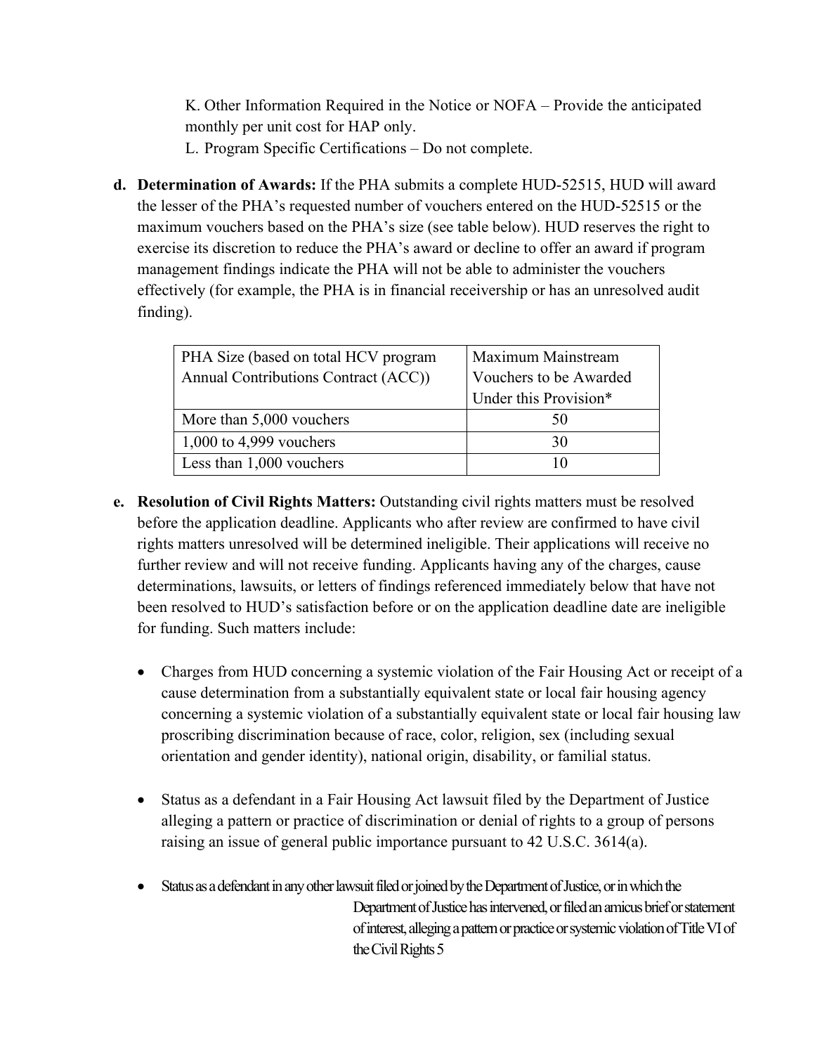K. Other Information Required in the Notice or NOFA – Provide the anticipated monthly per unit cost for HAP only.

L. Program Specific Certifications – Do not complete.

**d. Determination of Awards:** If the PHA submits a complete HUD-52515, HUD will award the lesser of the PHA's requested number of vouchers entered on the HUD-52515 or the maximum vouchers based on the PHA's size (see table below). HUD reserves the right to exercise its discretion to reduce the PHA's award or decline to offer an award if program management findings indicate the PHA will not be able to administer the vouchers effectively (for example, the PHA is in financial receivership or has an unresolved audit finding).

| PHA Size (based on total HCV program Annual Contributions Contract (ACC)) | Maximum Mainstream Vouchers to be Awarded Under this Provision* |
| --- | --- |
| More than 5,000 vouchers | 50 |
| 1,000 to 4,999 vouchers | 30 |
| Less than 1,000 vouchers | 10 |

**e. Resolution of Civil Rights Matters:** Outstanding civil rights matters must be resolved before the application deadline. Applicants who after review are confirmed to have civil rights matters unresolved will be determined ineligible. Their applications will receive no further review and will not receive funding. Applicants having any of the charges, cause determinations, lawsuits, or letters of findings referenced immediately below that have not been resolved to HUD's satisfaction before or on the application deadline date are ineligible for funding. Such matters include:

- Charges from HUD concerning a systemic violation of the Fair Housing Act or receipt of a cause determination from a substantially equivalent state or local fair housing agency concerning a systemic violation of a substantially equivalent state or local fair housing law proscribing discrimination because of race, color, religion, sex (including sexual orientation and gender identity), national origin, disability, or familial status.

- Status as a defendant in a Fair Housing Act lawsuit filed by the Department of Justice alleging a pattern or practice of discrimination or denial of rights to a group of persons raising an issue of general public importance pursuant to 42 U.S.C. 3614(a).

- Status as a defendant in any other lawsuit filed or joined by the Department of Justice, or in which the Department of Justice has intervened, or filed an amicus brief or statement of interest, alleging a pattern or practice or systemic violation of Title VI of the Civil Rights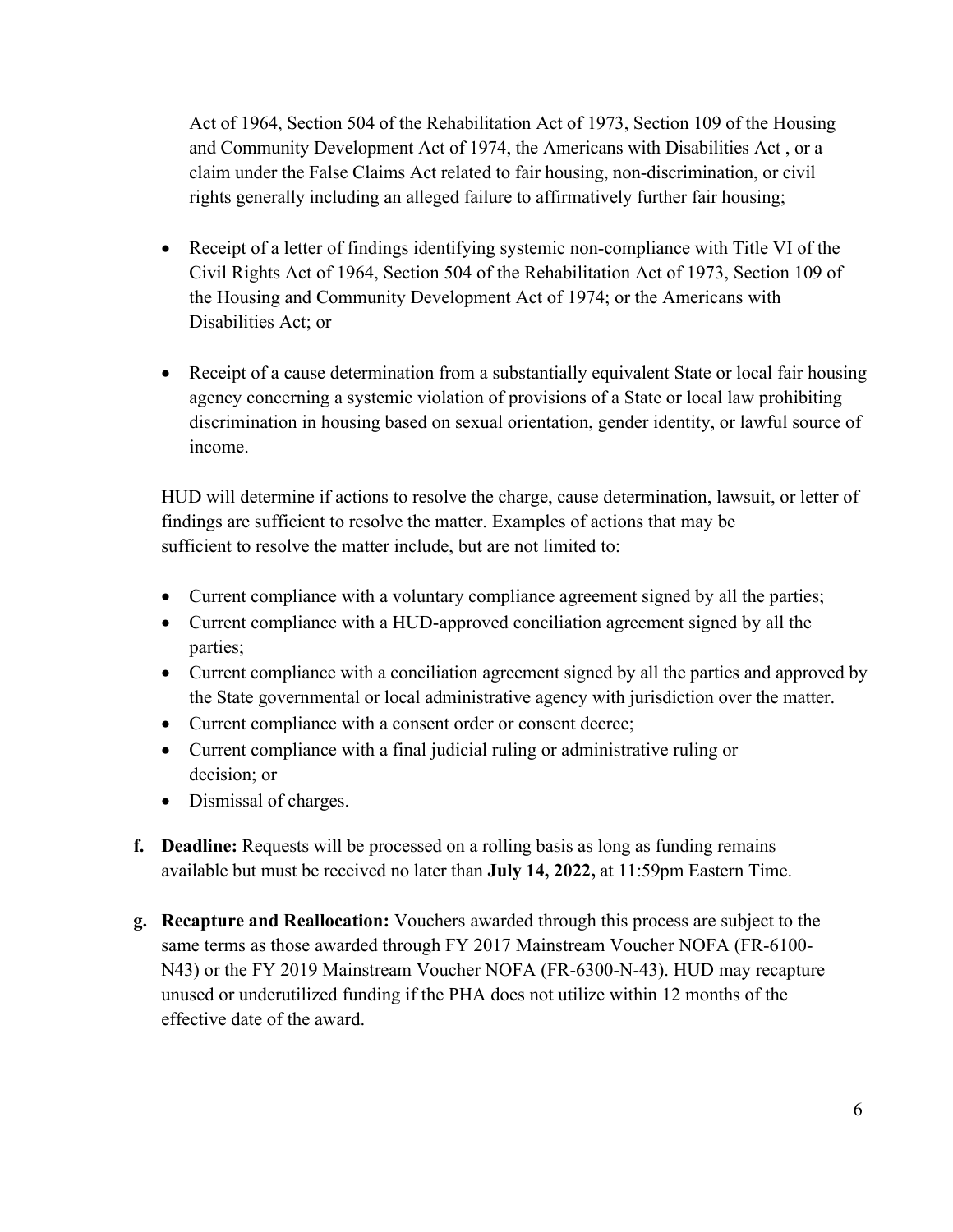Act of 1964, Section 504 of the Rehabilitation Act of 1973, Section 109 of the Housing and Community Development Act of 1974, the Americans with Disabilities Act , or a claim under the False Claims Act related to fair housing, non-discrimination, or civil rights generally including an alleged failure to affirmatively further fair housing;

- Receipt of a letter of findings identifying systemic non-compliance with Title VI of the Civil Rights Act of 1964, Section 504 of the Rehabilitation Act of 1973, Section 109 of the Housing and Community Development Act of 1974; or the Americans with Disabilities Act; or
- Receipt of a cause determination from a substantially equivalent State or local fair housing agency concerning a systemic violation of provisions of a State or local law prohibiting discrimination in housing based on sexual orientation, gender identity, or lawful source of income.

HUD will determine if actions to resolve the charge, cause determination, lawsuit, or letter of findings are sufficient to resolve the matter. Examples of actions that may be sufficient to resolve the matter include, but are not limited to:

- Current compliance with a voluntary compliance agreement signed by all the parties;
- Current compliance with a HUD-approved conciliation agreement signed by all the parties;
- Current compliance with a conciliation agreement signed by all the parties and approved by the State governmental or local administrative agency with jurisdiction over the matter.
- Current compliance with a consent order or consent decree;
- Current compliance with a final judicial ruling or administrative ruling or decision; or
- Dismissal of charges.

**f. Deadline:** Requests will be processed on a rolling basis as long as funding remains available but must be received no later than **July 14, 2022,** at 11:59pm Eastern Time.

**g. Recapture and Reallocation:** Vouchers awarded through this process are subject to the same terms as those awarded through FY 2017 Mainstream Voucher NOFA (FR-6100-N43) or the FY 2019 Mainstream Voucher NOFA (FR-6300-N-43). HUD may recapture unused or underutilized funding if the PHA does not utilize within 12 months of the effective date of the award.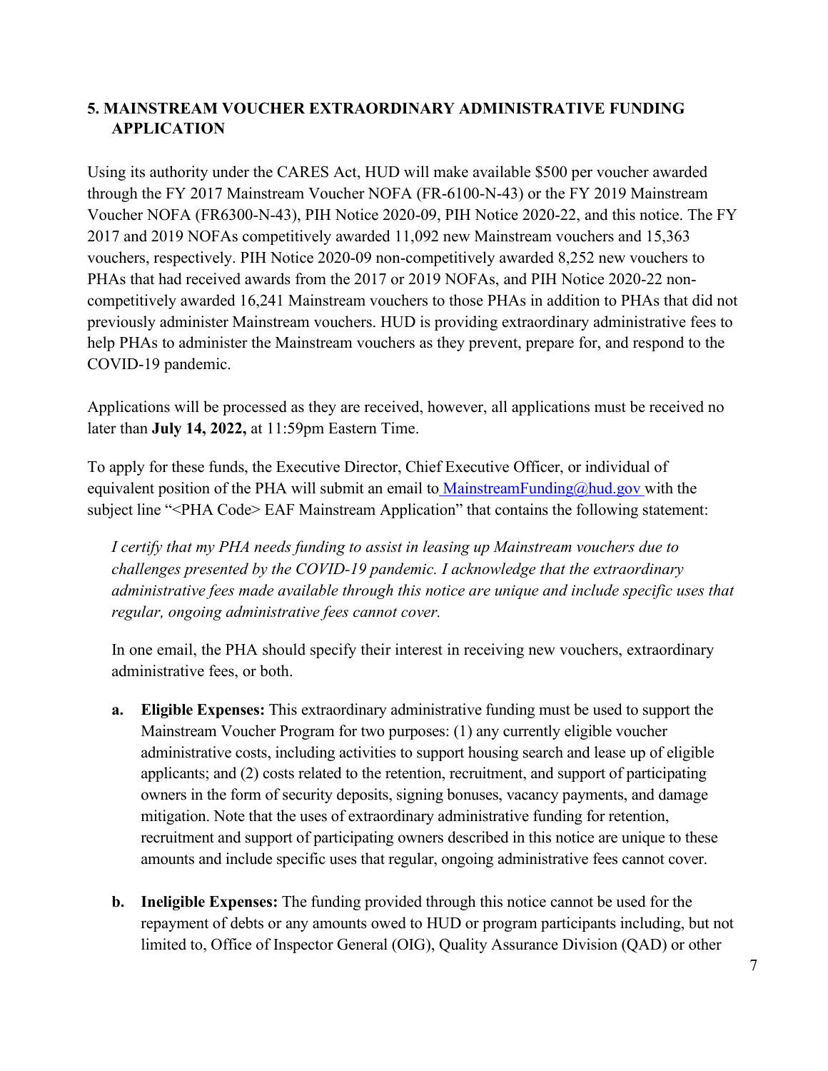## 5. MAINSTREAM VOUCHER EXTRAORDINARY ADMINISTRATIVE FUNDING APPLICATION

Using its authority under the CARES Act, HUD will make available $500 per voucher awarded through the FY 2017 Mainstream Voucher NOFA (FR-6100-N-43) or the FY 2019 Mainstream Voucher NOFA (FR6300-N-43), PIH Notice 2020-09, PIH Notice 2020-22, and this notice. The FY 2017 and 2019 NOFAs competitively awarded 11,092 new Mainstream vouchers and 15,363 vouchers, respectively. PIH Notice 2020-09 non-competitively awarded 8,252 new vouchers to PHAs that had received awards from the 2017 or 2019 NOFAs, and PIH Notice 2020-22 non-competitively awarded 16,241 Mainstream vouchers to those PHAs in addition to PHAs that did not previously administer Mainstream vouchers. HUD is providing extraordinary administrative fees to help PHAs to administer the Mainstream vouchers as they prevent, prepare for, and respond to the COVID-19 pandemic.

Applications will be processed as they are received, however, all applications must be received no later than **July 14, 2022,** at 11:59pm Eastern Time.

To apply for these funds, the Executive Director, Chief Executive Officer, or individual of equivalent position of the PHA will submit an email to MainstreamFunding@hud.gov with the subject line "<PHA Code> EAF Mainstream Application" that contains the following statement:

> *I certify that my PHA needs funding to assist in leasing up Mainstream vouchers due to challenges presented by the COVID-19 pandemic. I acknowledge that the extraordinary administrative fees made available through this notice are unique and include specific uses that regular, ongoing administrative fees cannot cover.*

In one email, the PHA should specify their interest in receiving new vouchers, extraordinary administrative fees, or both.

- **a. Eligible Expenses:** This extraordinary administrative funding must be used to support the Mainstream Voucher Program for two purposes: (1) any currently eligible voucher administrative costs, including activities to support housing search and lease up of eligible applicants; and (2) costs related to the retention, recruitment, and support of participating owners in the form of security deposits, signing bonuses, vacancy payments, and damage mitigation. Note that the uses of extraordinary administrative funding for retention, recruitment and support of participating owners described in this notice are unique to these amounts and include specific uses that regular, ongoing administrative fees cannot cover.

- **b. Ineligible Expenses:** The funding provided through this notice cannot be used for the repayment of debts or any amounts owed to HUD or program participants including, but not limited to, Office of Inspector General (OIG), Quality Assurance Division (QAD) or other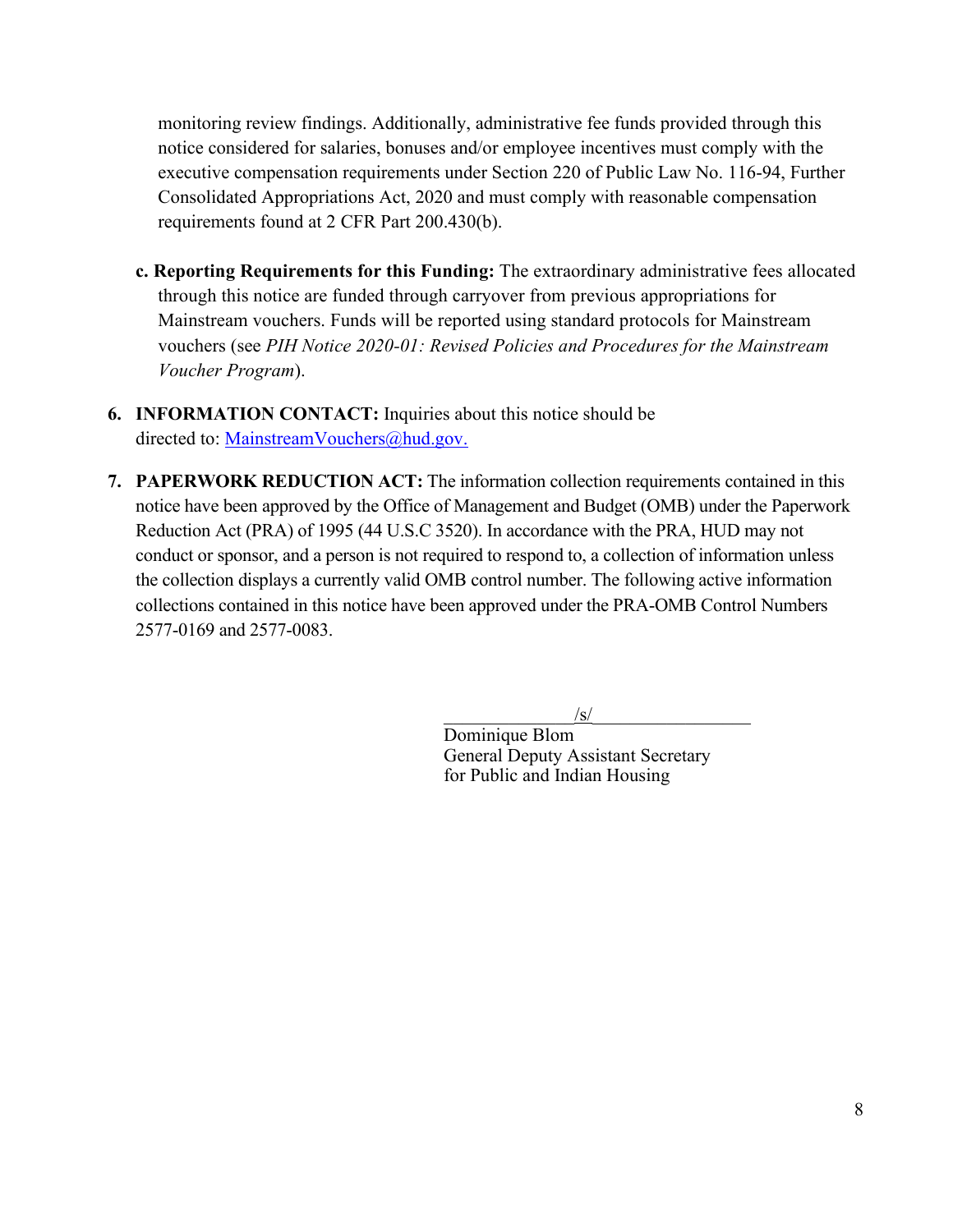monitoring review findings. Additionally, administrative fee funds provided through this notice considered for salaries, bonuses and/or employee incentives must comply with the executive compensation requirements under Section 220 of Public Law No. 116-94, Further Consolidated Appropriations Act, 2020 and must comply with reasonable compensation requirements found at 2 CFR Part 200.430(b).

**c. Reporting Requirements for this Funding:** The extraordinary administrative fees allocated through this notice are funded through carryover from previous appropriations for Mainstream vouchers. Funds will be reported using standard protocols for Mainstream vouchers (see *PIH Notice 2020-01: Revised Policies and Procedures for the Mainstream Voucher Program*).

6. **INFORMATION CONTACT:** Inquiries about this notice should be directed to: [MainstreamVouchers@hud.gov.](mailto:MainstreamVouchers@hud.gov)

7. **PAPERWORK REDUCTION ACT:** The information collection requirements contained in this notice have been approved by the Office of Management and Budget (OMB) under the Paperwork Reduction Act (PRA) of 1995 (44 U.S.C 3520). In accordance with the PRA, HUD may not conduct or sponsor, and a person is not required to respond to, a collection of information unless the collection displays a currently valid OMB control number. The following active information collections contained in this notice have been approved under the PRA-OMB Control Numbers 2577-0169 and 2577-0083.

_______________/s/__________________
Dominique Blom
General Deputy Assistant Secretary
for Public and Indian Housing